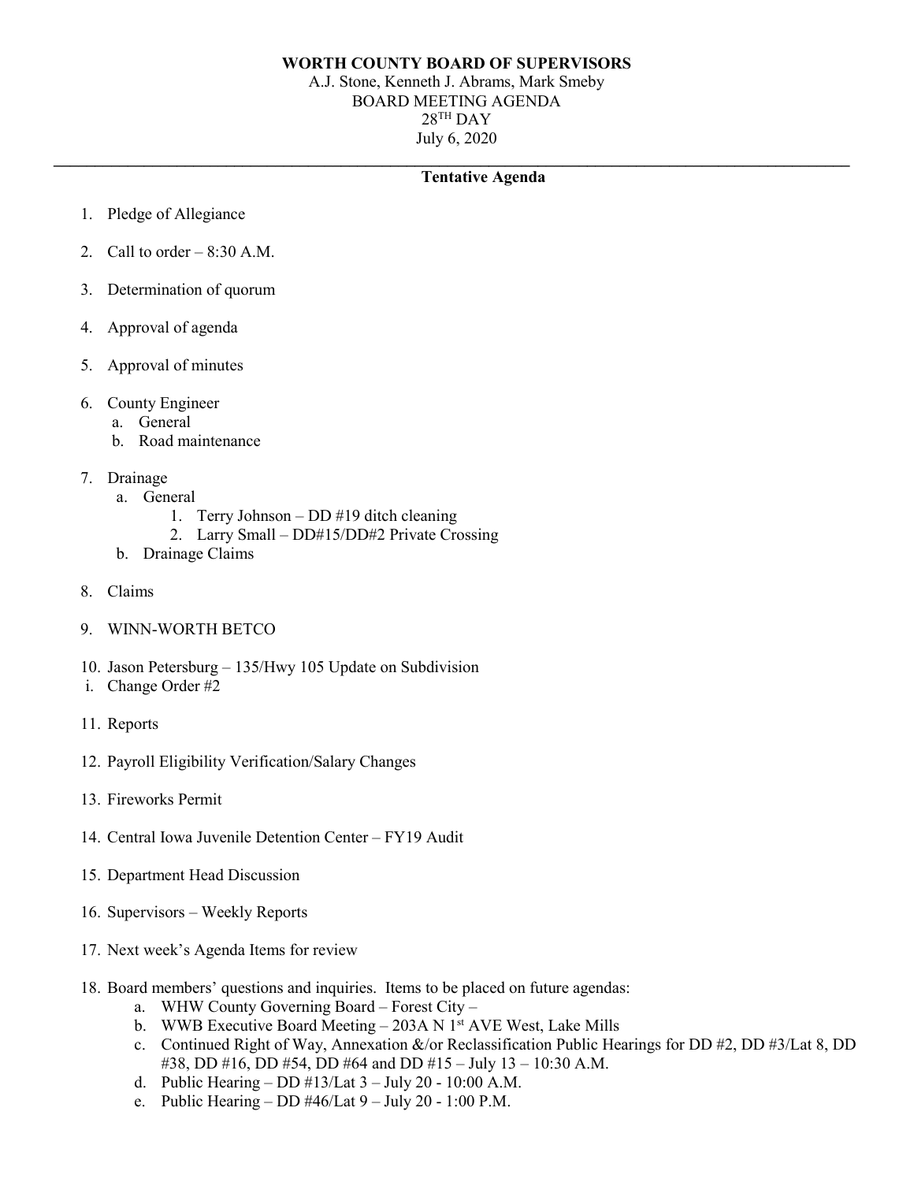**WORTH COUNTY BOARD OF SUPERVISORS**
A.J. Stone, Kenneth J. Abrams, Mark Smeby
BOARD MEETING AGENDA
28TH DAY
July 6, 2020

---

**Tentative Agenda**

1. Pledge of Allegiance

2. Call to order – 8:30 A.M.

3. Determination of quorum

4. Approval of agenda

5. Approval of minutes

6. County Engineer
   a. General
   b. Road maintenance

7. Drainage
   a. General
      1. Terry Johnson – DD #19 ditch cleaning
      2. Larry Small – DD#15/DD#2 Private Crossing
   b. Drainage Claims

8. Claims

9. WINN-WORTH BETCO

10. Jason Petersburg – 135/Hwy 105 Update on Subdivision
    i. Change Order #2

11. Reports

12. Payroll Eligibility Verification/Salary Changes

13. Fireworks Permit

14. Central Iowa Juvenile Detention Center – FY19 Audit

15. Department Head Discussion

16. Supervisors – Weekly Reports

17. Next week's Agenda Items for review

18. Board members' questions and inquiries. Items to be placed on future agendas:
    a. WHW County Governing Board – Forest City –
    b. WWB Executive Board Meeting – 203A N 1st AVE West, Lake Mills
    c. Continued Right of Way, Annexation &/or Reclassification Public Hearings for DD #2, DD #3/Lat 8, DD #38, DD #16, DD #54, DD #64 and DD #15 – July 13 – 10:30 A.M.
    d. Public Hearing – DD #13/Lat 3 – July 20 - 10:00 A.M.
    e. Public Hearing – DD #46/Lat 9 – July 20 - 1:00 P.M.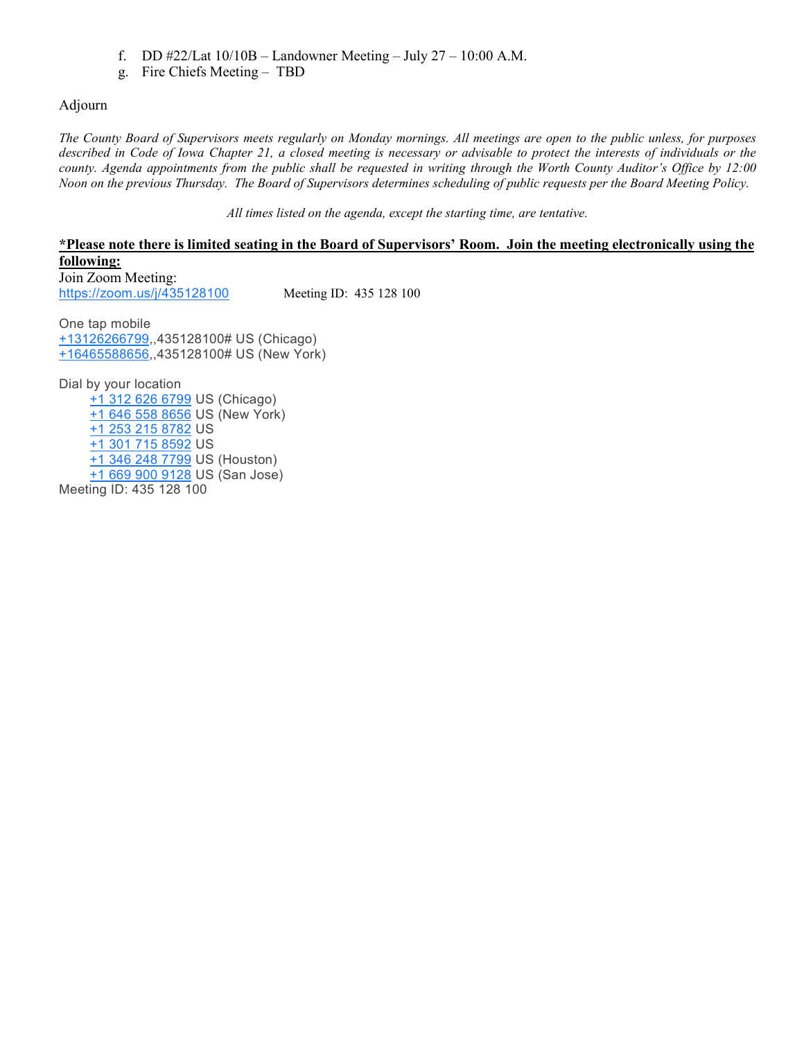f. DD #22/Lat 10/10B – Landowner Meeting – July 27 – 10:00 A.M.
g. Fire Chiefs Meeting – TBD

Adjourn

*The County Board of Supervisors meets regularly on Monday mornings. All meetings are open to the public unless, for purposes described in Code of Iowa Chapter 21, a closed meeting is necessary or advisable to protect the interests of individuals or the county. Agenda appointments from the public shall be requested in writing through the Worth County Auditor's Office by 12:00 Noon on the previous Thursday. The Board of Supervisors determines scheduling of public requests per the Board Meeting Policy.*

*All times listed on the agenda, except the starting time, are tentative.*

**\*Please note there is limited seating in the Board of Supervisors' Room. Join the meeting electronically using the following:**

Join Zoom Meeting:
https://zoom.us/j/435128100 Meeting ID: 435 128 100

One tap mobile
+13126266799,,435128100# US (Chicago)
+16465588656,,435128100# US (New York)

Dial by your location
+1 312 626 6799 US (Chicago)
+1 646 558 8656 US (New York)
+1 253 215 8782 US
+1 301 715 8592 US
+1 346 248 7799 US (Houston)
+1 669 900 9128 US (San Jose)
Meeting ID: 435 128 100